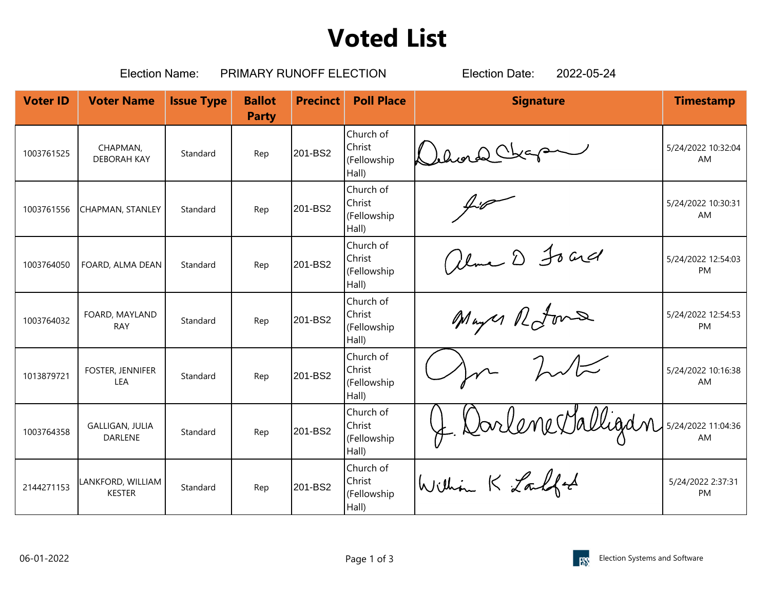# Voted List

Election Name: PRIMARY RUNOFF ELECTION Election Date: 2022-05-24

| Voter ID | Voter Name | Issue Type | Ballot Party | Precinct | Poll Place | Signature | Timestamp |
|---|---|---|---|---|---|---|---|
| 1003761525 | CHAPMAN, DEBORAH KAY | Standard | Rep | 201-BS2 | Church of Christ (Fellowship Hall) | | 5/24/2022 10:32:04 AM |
| 1003761556 | CHAPMAN, STANLEY | Standard | Rep | 201-BS2 | Church of Christ (Fellowship Hall) | | 5/24/2022 10:30:31 AM |
| 1003764050 | FOARD, ALMA DEAN | Standard | Rep | 201-BS2 | Church of Christ (Fellowship Hall) | | 5/24/2022 12:54:03 PM |
| 1003764032 | FOARD, MAYLAND RAY | Standard | Rep | 201-BS2 | Church of Christ (Fellowship Hall) | | 5/24/2022 12:54:53 PM |
| 1013879721 | FOSTER, JENNIFER LEA | Standard | Rep | 201-BS2 | Church of Christ (Fellowship Hall) | | 5/24/2022 10:16:38 AM |
| 1003764358 | GALLIGAN, JULIA DARLENE | Standard | Rep | 201-BS2 | Church of Christ (Fellowship Hall) | | 5/24/2022 11:04:36 AM |
| 2144271153 | LANKFORD, WILLIAM KESTER | Standard | Rep | 201-BS2 | Church of Christ (Fellowship Hall) | | 5/24/2022 2:37:31 PM |

06-01-2022

Election Systems and Software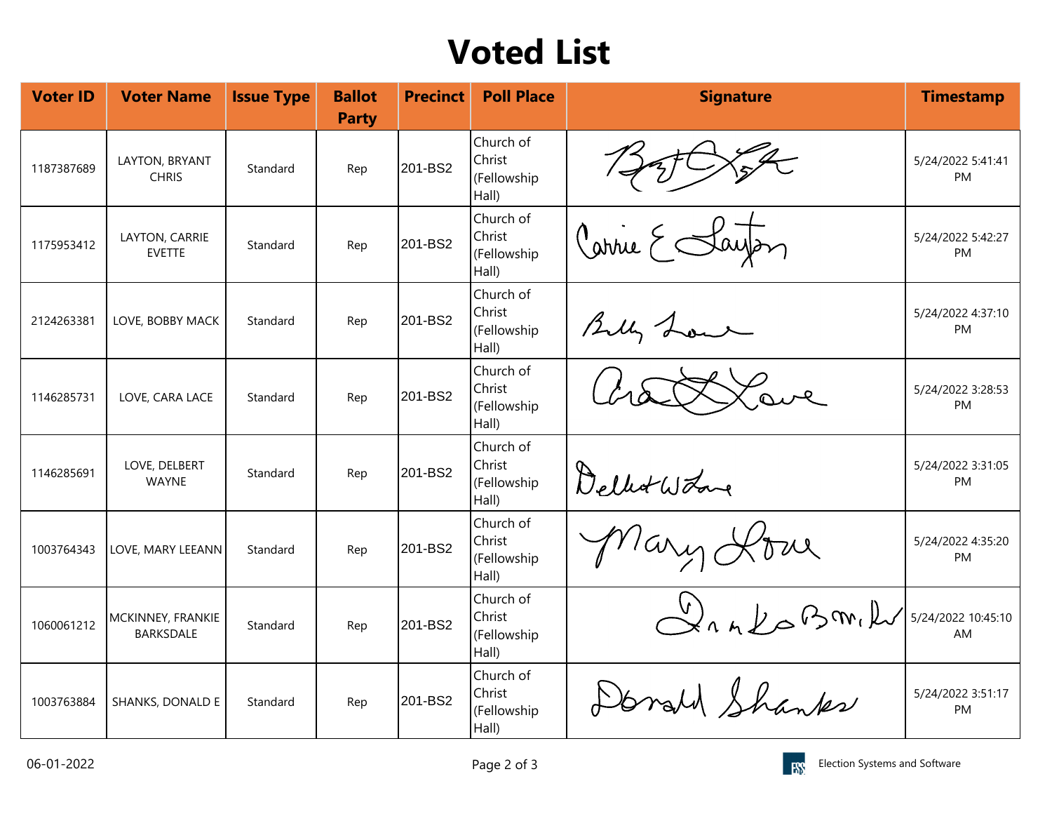# Voted List

| Voter ID | Voter Name | Issue Type | Ballot Party | Precinct | Poll Place | Signature | Timestamp |
|---|---|---|---|---|---|---|---|
| 1187387689 | LAYTON, BRYANT CHRIS | Standard | Rep | 201-BS2 | Church of Christ (Fellowship Hall) | | 5/24/2022 5:41:41 PM |
| 1175953412 | LAYTON, CARRIE EVETTE | Standard | Rep | 201-BS2 | Church of Christ (Fellowship Hall) | | 5/24/2022 5:42:27 PM |
| 2124263381 | LOVE, BOBBY MACK | Standard | Rep | 201-BS2 | Church of Christ (Fellowship Hall) | | 5/24/2022 4:37:10 PM |
| 1146285731 | LOVE, CARA LACE | Standard | Rep | 201-BS2 | Church of Christ (Fellowship Hall) | | 5/24/2022 3:28:53 PM |
| 1146285691 | LOVE, DELBERT WAYNE | Standard | Rep | 201-BS2 | Church of Christ (Fellowship Hall) | | 5/24/2022 3:31:05 PM |
| 1003764343 | LOVE, MARY LEEANN | Standard | Rep | 201-BS2 | Church of Christ (Fellowship Hall) | | 5/24/2022 4:35:20 PM |
| 1060061212 | MCKINNEY, FRANKIE BARKSDALE | Standard | Rep | 201-BS2 | Church of Christ (Fellowship Hall) | | 5/24/2022 10:45:10 AM |
| 1003763884 | SHANKS, DONALD E | Standard | Rep | 201-BS2 | Church of Christ (Fellowship Hall) | | 5/24/2022 3:51:17 PM |

06-01-2022

Election Systems and Software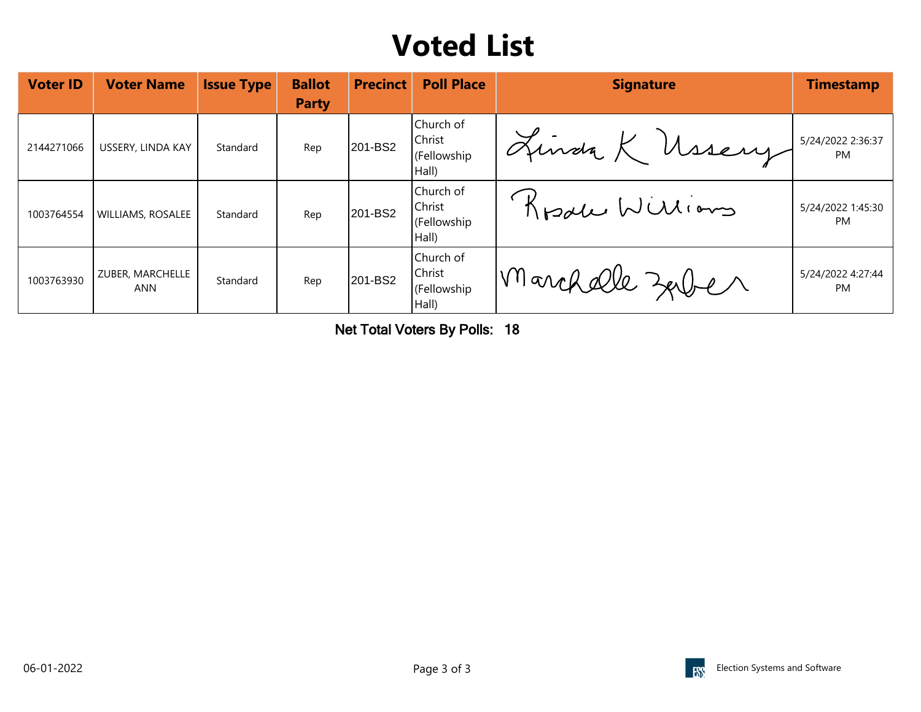# Voted List

| Voter ID | Voter Name | Issue Type | Ballot Party | Precinct | Poll Place | Signature | Timestamp |
|---|---|---|---|---|---|---|---|
| 2144271066 | USSERY, LINDA KAY | Standard | Rep | 201-BS2 | Church of Christ (Fellowship Hall) | Linda K Ussery | 5/24/2022 2:36:37 PM |
| 1003764554 | WILLIAMS, ROSALEE | Standard | Rep | 201-BS2 | Church of Christ (Fellowship Hall) | Rosalee Williams | 5/24/2022 1:45:30 PM |
| 1003763930 | ZUBER, MARCHELLE ANN | Standard | Rep | 201-BS2 | Church of Christ (Fellowship Hall) | Marchelle Zuber | 5/24/2022 4:27:44 PM |

**Net Total Voters By Polls: 18**

06-01-2022

Election Systems and Software